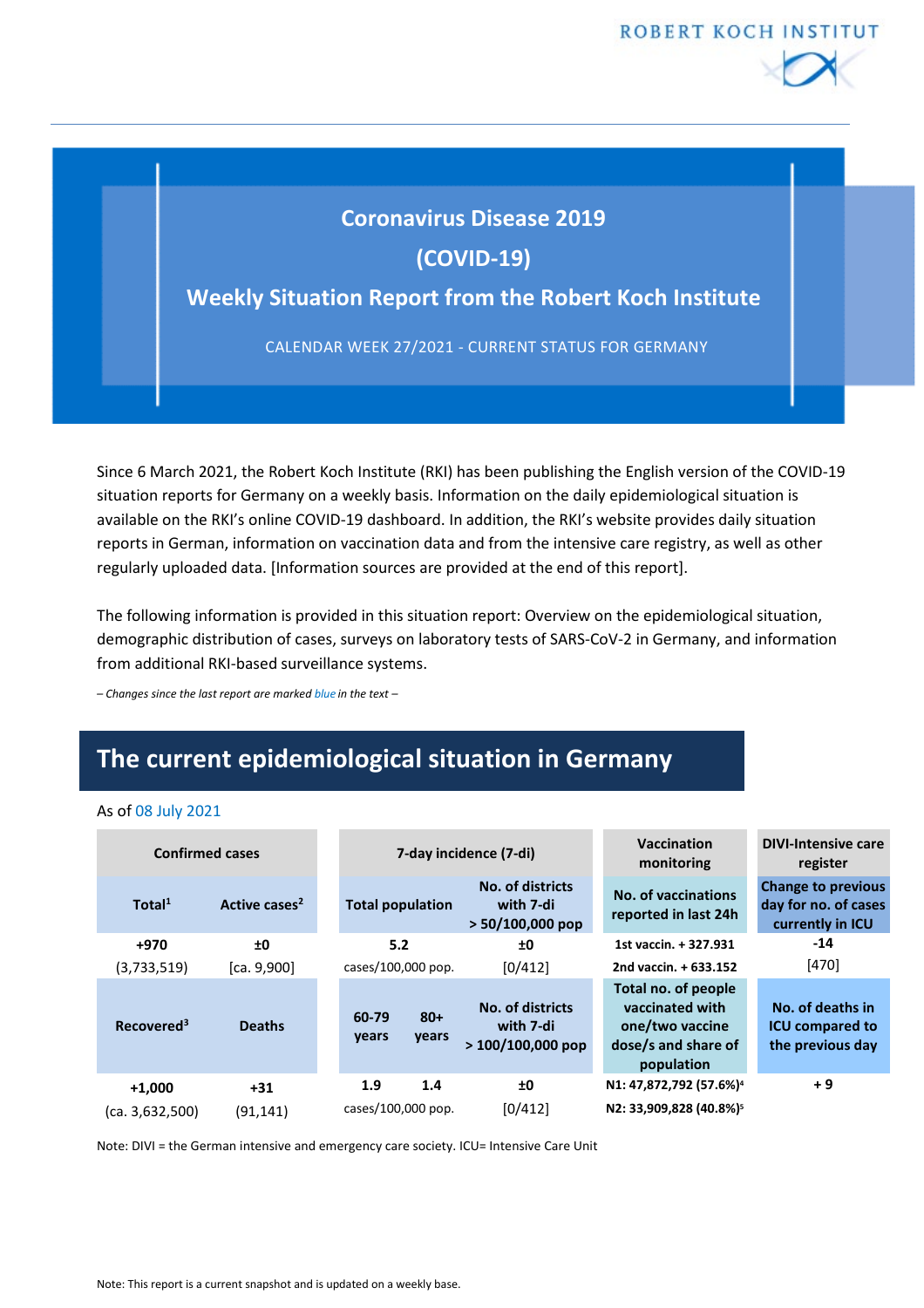ROBERT KOCH INSTITUT

# Coronavirus Disease 2019 (COVID-19)

# Weekly Situation Report from the Robert Koch Institute

CALENDAR WEEK 27/2021 - CURRENT STATUS FOR GERMANY

Since 6 March 2021, the Robert Koch Institute (RKI) has been publishing the English version of the COVID-19 situation reports for Germany on a weekly basis. Information on the daily epidemiological situation is available on the RKI's online COVID-19 dashboard. In addition, the RKI's website provides daily situation reports in German, information on vaccination data and from the intensive care registry, as well as other regularly uploaded data. [Information sources are provided at the end of this report].

The following information is provided in this situation report: Overview on the epidemiological situation, demographic distribution of cases, surveys on laboratory tests of SARS-CoV-2 in Germany, and information from additional RKI-based surveillance systems.

*– Changes since the last report are marked blue in the text –*

## The current epidemiological situation in Germany

As of 08 July 2021

| Confirmed cases | | 7-day incidence (7-di) | | | Vaccination monitoring | DIVI-Intensive care register |
|---|---|---|---|---|---|---|
| Total[1] | Active cases[2] | Total population | | No. of districts with 7-di > 50/100,000 pop | No. of vaccinations reported in last 24h | Change to previous day for no. of cases currently in ICU |
| +970 | ±0 | 5.2 | | ±0 | 1st vaccin. + 327.931 | -14 |
| (3,733,519) | [ca. 9,900] | cases/100,000 pop. | | [0/412] | 2nd vaccin. + 633.152 | [470] |
| Recovered[3] | Deaths | 60-79 years | 80+ years | No. of districts with 7-di > 100/100,000 pop | Total no. of people vaccinated with one/two vaccine dose/s and share of population | No. of deaths in ICU compared to the previous day |
| +1,000 | +31 | 1.9 | 1.4 | ±0 | N1: 47,872,792 (57.6%)[4] | + 9 |
| (ca. 3,632,500) | (91,141) | cases/100,000 pop. | | [0/412] | N2: 33,909,828 (40.8%)[5] | |

Note: DIVI = the German intensive and emergency care society. ICU= Intensive Care Unit

Note: This report is a current snapshot and is updated on a weekly base.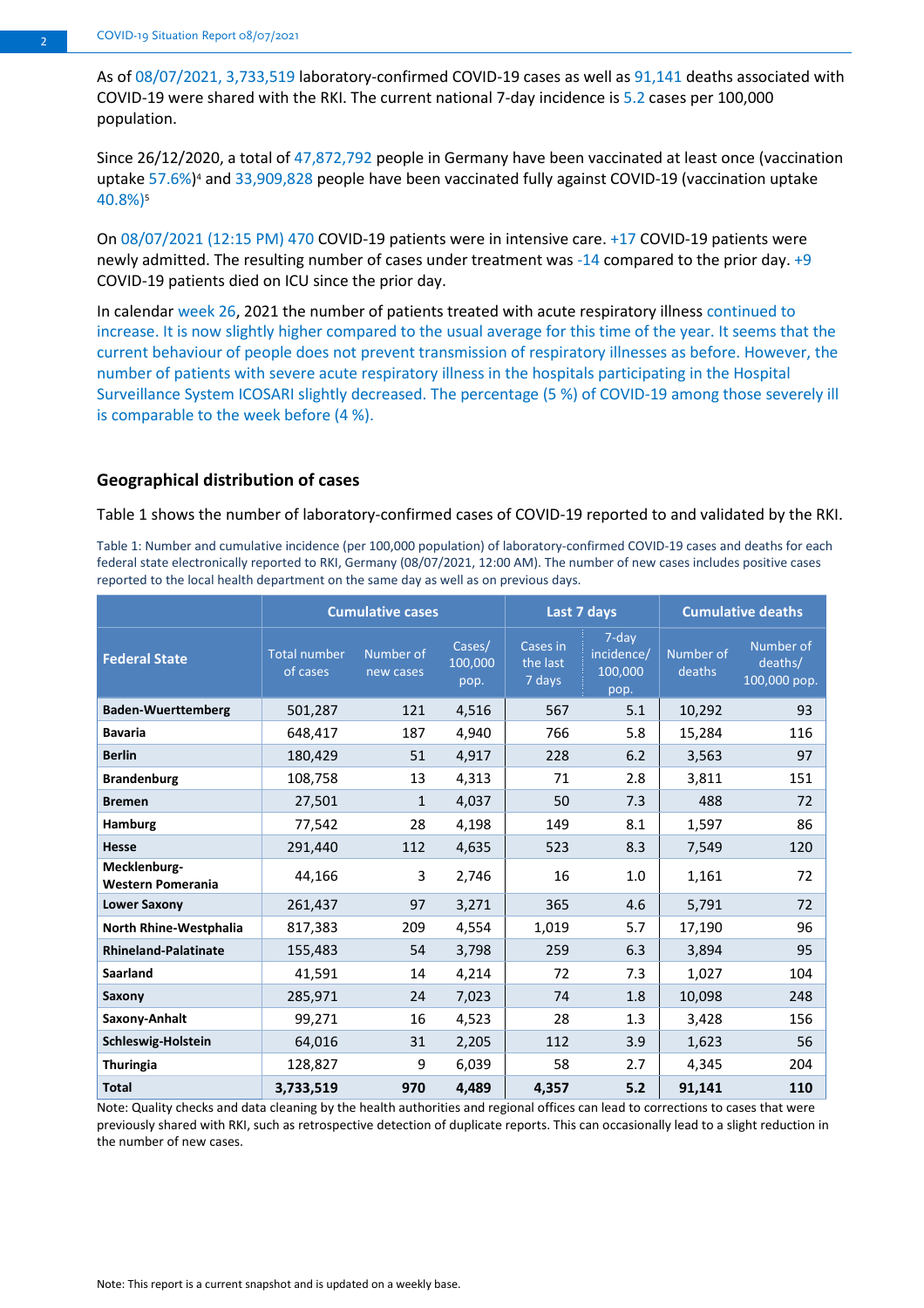As of 08/07/2021, 3,733,519 laboratory-confirmed COVID-19 cases as well as 91,141 deaths associated with COVID-19 were shared with the RKI. The current national 7-day incidence is 5.2 cases per 100,000 population.

Since 26/12/2020, a total of 47,872,792 people in Germany have been vaccinated at least once (vaccination uptake 57.6%)[4] and 33,909,828 people have been vaccinated fully against COVID-19 (vaccination uptake 40.8%)[5]

On 08/07/2021 (12:15 PM) 470 COVID-19 patients were in intensive care. +17 COVID-19 patients were newly admitted. The resulting number of cases under treatment was -14 compared to the prior day. +9 COVID-19 patients died on ICU since the prior day.

In calendar week 26, 2021 the number of patients treated with acute respiratory illness continued to increase. It is now slightly higher compared to the usual average for this time of the year. It seems that the current behaviour of people does not prevent transmission of respiratory illnesses as before. However, the number of patients with severe acute respiratory illness in the hospitals participating in the Hospital Surveillance System ICOSARI slightly decreased. The percentage (5 %) of COVID-19 among those severely ill is comparable to the week before (4 %).

### Geographical distribution of cases

Table 1 shows the number of laboratory-confirmed cases of COVID-19 reported to and validated by the RKI.

Table 1: Number and cumulative incidence (per 100,000 population) of laboratory-confirmed COVID-19 cases and deaths for each federal state electronically reported to RKI, Germany (08/07/2021, 12:00 AM). The number of new cases includes positive cases reported to the local health department on the same day as well as on previous days.

| Federal State | Cumulative cases | | | Last 7 days | | Cumulative deaths | |
|---|---|---|---|---|---|---|---|
| | Total number of cases | Number of new cases | Cases/ 100,000 pop. | Cases in the last 7 days | 7-day incidence/ 100,000 pop. | Number of deaths | Number of deaths/ 100,000 pop. |
| **Baden-Wuerttemberg** | 501,287 | 121 | 4,516 | 567 | 5.1 | 10,292 | 93 |
| **Bavaria** | 648,417 | 187 | 4,940 | 766 | 5.8 | 15,284 | 116 |
| **Berlin** | 180,429 | 51 | 4,917 | 228 | 6.2 | 3,563 | 97 |
| **Brandenburg** | 108,758 | 13 | 4,313 | 71 | 2.8 | 3,811 | 151 |
| **Bremen** | 27,501 | 1 | 4,037 | 50 | 7.3 | 488 | 72 |
| **Hamburg** | 77,542 | 28 | 4,198 | 149 | 8.1 | 1,597 | 86 |
| **Hesse** | 291,440 | 112 | 4,635 | 523 | 8.3 | 7,549 | 120 |
| **Mecklenburg-Western Pomerania** | 44,166 | 3 | 2,746 | 16 | 1.0 | 1,161 | 72 |
| **Lower Saxony** | 261,437 | 97 | 3,271 | 365 | 4.6 | 5,791 | 72 |
| **North Rhine-Westphalia** | 817,383 | 209 | 4,554 | 1,019 | 5.7 | 17,190 | 96 |
| **Rhineland-Palatinate** | 155,483 | 54 | 3,798 | 259 | 6.3 | 3,894 | 95 |
| **Saarland** | 41,591 | 14 | 4,214 | 72 | 7.3 | 1,027 | 104 |
| **Saxony** | 285,971 | 24 | 7,023 | 74 | 1.8 | 10,098 | 248 |
| **Saxony-Anhalt** | 99,271 | 16 | 4,523 | 28 | 1.3 | 3,428 | 156 |
| **Schleswig-Holstein** | 64,016 | 31 | 2,205 | 112 | 3.9 | 1,623 | 56 |
| **Thuringia** | 128,827 | 9 | 6,039 | 58 | 2.7 | 4,345 | 204 |
| **Total** | **3,733,519** | **970** | **4,489** | **4,357** | **5.2** | **91,141** | **110** |

Note: Quality checks and data cleaning by the health authorities and regional offices can lead to corrections to cases that were previously shared with RKI, such as retrospective detection of duplicate reports. This can occasionally lead to a slight reduction in the number of new cases.

Note: This report is a current snapshot and is updated on a weekly base.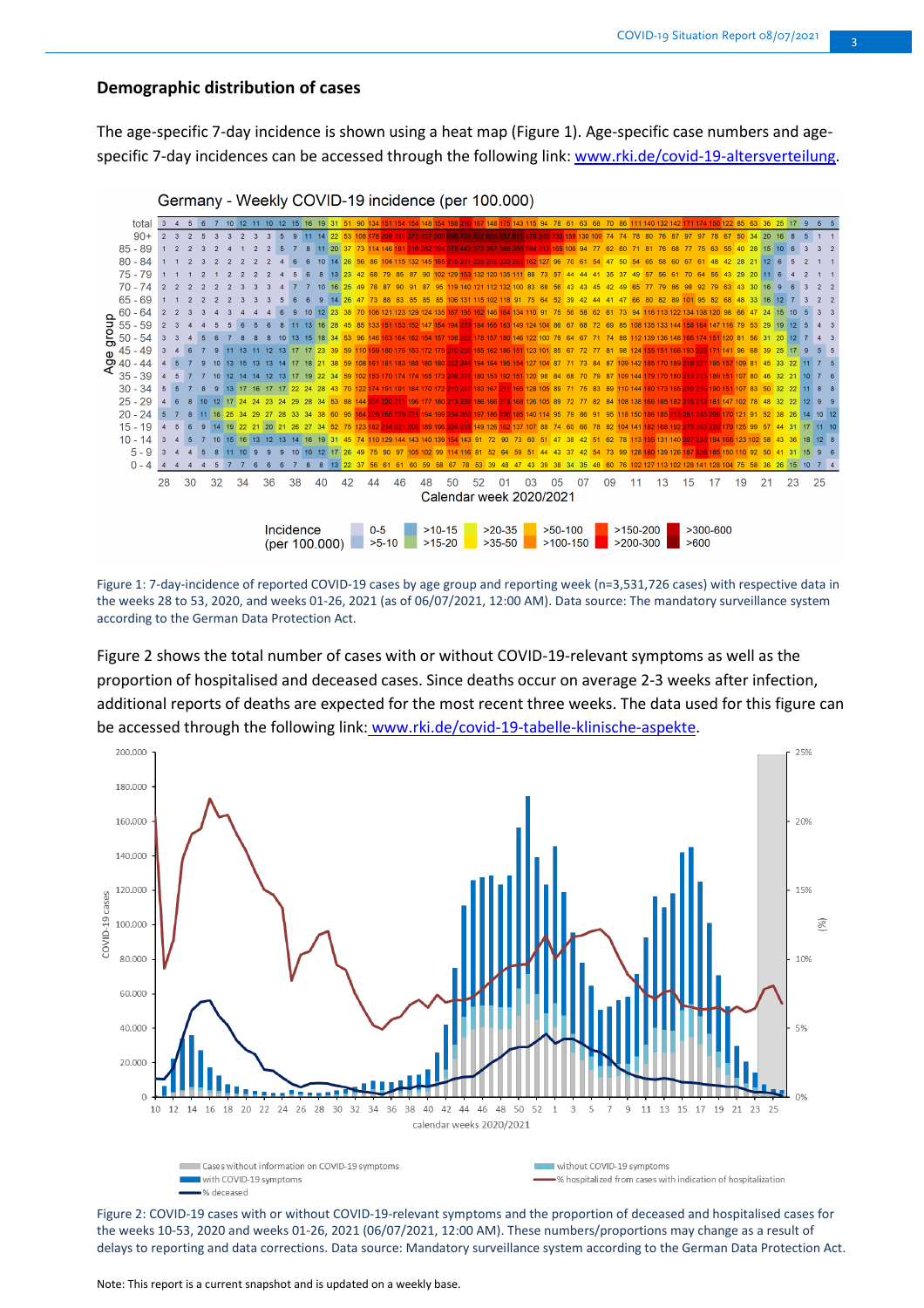## Demographic distribution of cases

The age-specific 7-day incidence is shown using a heat map (Figure 1). Age-specific case numbers and age-specific 7-day incidences can be accessed through the following link: www.rki.de/covid-19-altersverteilung.

Figure 1: 7-day-incidence of reported COVID-19 cases by age group and reporting week (n=3,531,726 cases) with respective data in the weeks 28 to 53, 2020, and weeks 01-26, 2021 (as of 06/07/2021, 12:00 AM). Data source: The mandatory surveillance system according to the German Data Protection Act.

Figure 2 shows the total number of cases with or without COVID-19-relevant symptoms as well as the proportion of hospitalised and deceased cases. Since deaths occur on average 2-3 weeks after infection, additional reports of deaths are expected for the most recent three weeks. The data used for this figure can be accessed through the following link: www.rki.de/covid-19-tabelle-klinische-aspekte.

Figure 2: COVID-19 cases with or without COVID-19-relevant symptoms and the proportion of deceased and hospitalised cases for the weeks 10-53, 2020 and weeks 01-26, 2021 (06/07/2021, 12:00 AM). These numbers/proportions may change as a result of delays to reporting and data corrections. Data source: Mandatory surveillance system according to the German Data Protection Act.

Note: This report is a current snapshot and is updated on a weekly base.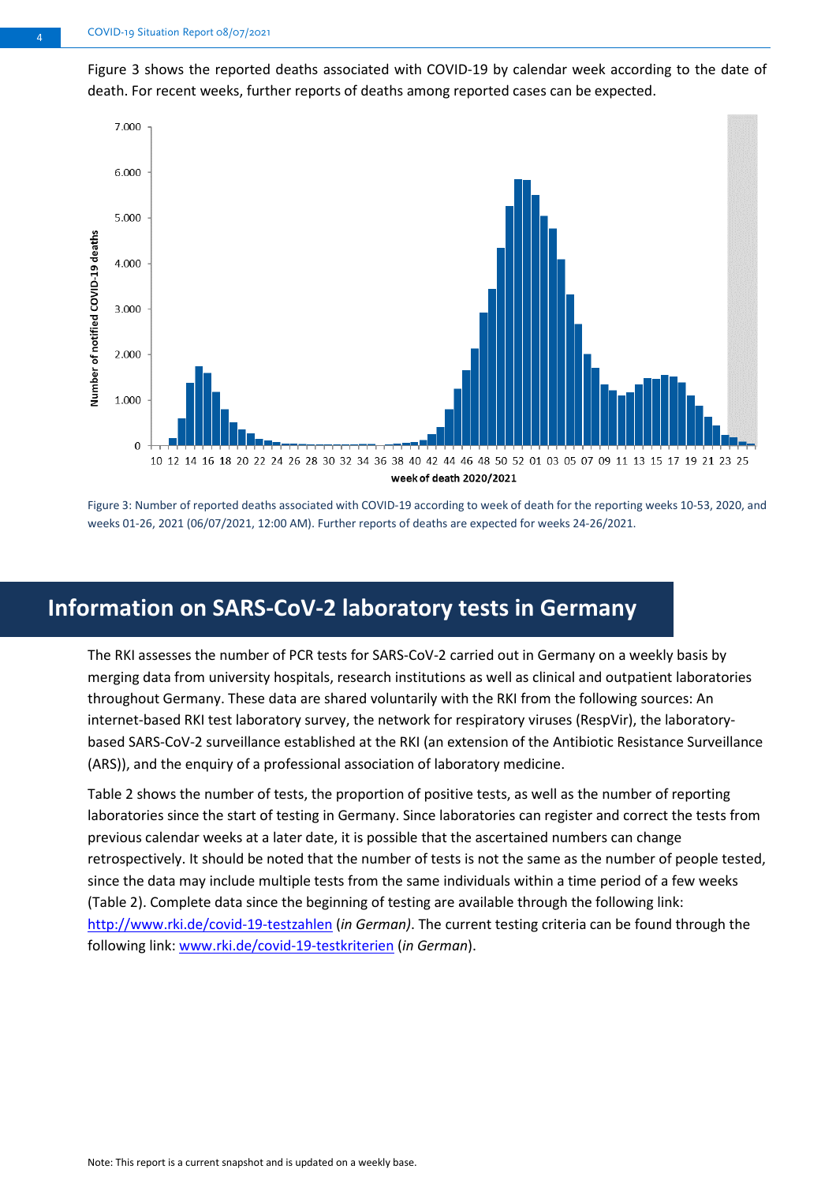Figure 3 shows the reported deaths associated with COVID-19 by calendar week according to the date of death. For recent weeks, further reports of deaths among reported cases can be expected.

Figure 3: Number of reported deaths associated with COVID-19 according to week of death for the reporting weeks 10-53, 2020, and weeks 01-26, 2021 (06/07/2021, 12:00 AM). Further reports of deaths are expected for weeks 24-26/2021.

## Information on SARS-CoV-2 laboratory tests in Germany

The RKI assesses the number of PCR tests for SARS-CoV-2 carried out in Germany on a weekly basis by merging data from university hospitals, research institutions as well as clinical and outpatient laboratories throughout Germany. These data are shared voluntarily with the RKI from the following sources: An internet-based RKI test laboratory survey, the network for respiratory viruses (RespVir), the laboratory-based SARS-CoV-2 surveillance established at the RKI (an extension of the Antibiotic Resistance Surveillance (ARS)), and the enquiry of a professional association of laboratory medicine.

Table 2 shows the number of tests, the proportion of positive tests, as well as the number of reporting laboratories since the start of testing in Germany. Since laboratories can register and correct the tests from previous calendar weeks at a later date, it is possible that the ascertained numbers can change retrospectively. It should be noted that the number of tests is not the same as the number of people tested, since the data may include multiple tests from the same individuals within a time period of a few weeks (Table 2). Complete data since the beginning of testing are available through the following link: http://www.rki.de/covid-19-testzahlen (*in German)*. The current testing criteria can be found through the following link: www.rki.de/covid-19-testkriterien (*in German*).

Note: This report is a current snapshot and is updated on a weekly base.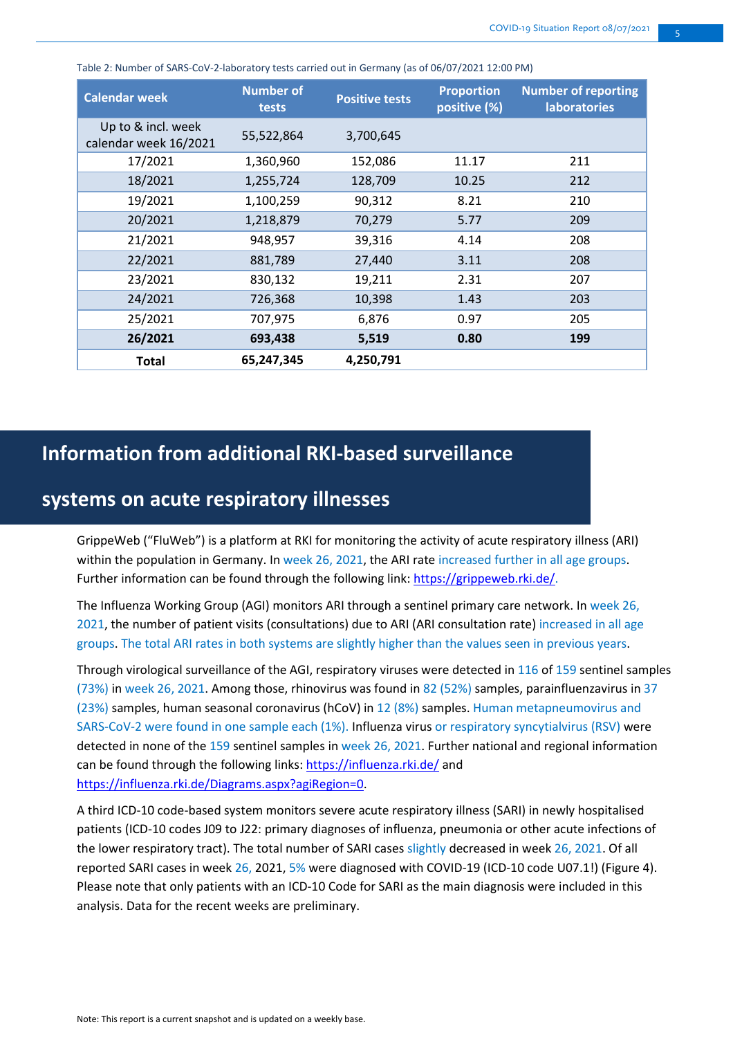Table 2: Number of SARS-CoV-2-laboratory tests carried out in Germany (as of 06/07/2021 12:00 PM)

| Calendar week | Number of tests | Positive tests | Proportion positive (%) | Number of reporting laboratories |
|---|---|---|---|---|
| Up to & incl. week calendar week 16/2021 | 55,522,864 | 3,700,645 | | |
| 17/2021 | 1,360,960 | 152,086 | 11.17 | 211 |
| 18/2021 | 1,255,724 | 128,709 | 10.25 | 212 |
| 19/2021 | 1,100,259 | 90,312 | 8.21 | 210 |
| 20/2021 | 1,218,879 | 70,279 | 5.77 | 209 |
| 21/2021 | 948,957 | 39,316 | 4.14 | 208 |
| 22/2021 | 881,789 | 27,440 | 3.11 | 208 |
| 23/2021 | 830,132 | 19,211 | 2.31 | 207 |
| 24/2021 | 726,368 | 10,398 | 1.43 | 203 |
| 25/2021 | 707,975 | 6,876 | 0.97 | 205 |
| **26/2021** | **693,438** | **5,519** | **0.80** | **199** |
| **Total** | **65,247,345** | **4,250,791** | | |

## Information from additional RKI-based surveillance systems on acute respiratory illnesses

GrippeWeb ("FluWeb") is a platform at RKI for monitoring the activity of acute respiratory illness (ARI) within the population in Germany. In week 26, 2021, the ARI rate increased further in all age groups. Further information can be found through the following link: https://grippeweb.rki.de/.

The Influenza Working Group (AGI) monitors ARI through a sentinel primary care network. In week 26, 2021, the number of patient visits (consultations) due to ARI (ARI consultation rate) increased in all age groups. The total ARI rates in both systems are slightly higher than the values seen in previous years.

Through virological surveillance of the AGI, respiratory viruses were detected in 116 of 159 sentinel samples (73%) in week 26, 2021. Among those, rhinovirus was found in 82 (52%) samples, parainfluenzavirus in 37 (23%) samples, human seasonal coronavirus (hCoV) in 12 (8%) samples. Human metapneumovirus and SARS-CoV-2 were found in one sample each (1%). Influenza virus or respiratory syncytialvirus (RSV) were detected in none of the 159 sentinel samples in week 26, 2021. Further national and regional information can be found through the following links: https://influenza.rki.de/ and https://influenza.rki.de/Diagrams.aspx?agiRegion=0.

A third ICD-10 code-based system monitors severe acute respiratory illness (SARI) in newly hospitalised patients (ICD-10 codes J09 to J22: primary diagnoses of influenza, pneumonia or other acute infections of the lower respiratory tract). The total number of SARI cases slightly decreased in week 26, 2021. Of all reported SARI cases in week 26, 2021, 5% were diagnosed with COVID-19 (ICD-10 code U07.1!) (Figure 4). Please note that only patients with an ICD-10 Code for SARI as the main diagnosis were included in this analysis. Data for the recent weeks are preliminary.

Note: This report is a current snapshot and is updated on a weekly base.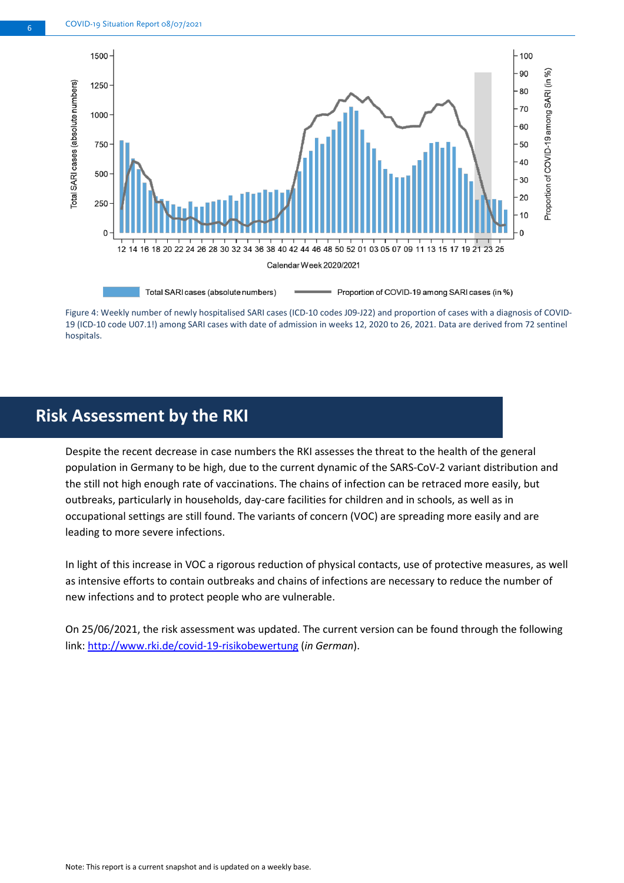Figure 4: Weekly number of newly hospitalised SARI cases (ICD-10 codes J09-J22) and proportion of cases with a diagnosis of COVID-19 (ICD-10 code U07.1!) among SARI cases with date of admission in weeks 12, 2020 to 26, 2021. Data are derived from 72 sentinel hospitals.

## Risk Assessment by the RKI

Despite the recent decrease in case numbers the RKI assesses the threat to the health of the general population in Germany to be high, due to the current dynamic of the SARS-CoV-2 variant distribution and the still not high enough rate of vaccinations. The chains of infection can be retraced more easily, but outbreaks, particularly in households, day-care facilities for children and in schools, as well as in occupational settings are still found. The variants of concern (VOC) are spreading more easily and are leading to more severe infections.

In light of this increase in VOC a rigorous reduction of physical contacts, use of protective measures, as well as intensive efforts to contain outbreaks and chains of infections are necessary to reduce the number of new infections and to protect people who are vulnerable.

On 25/06/2021, the risk assessment was updated. The current version can be found through the following link: [http://www.rki.de/covid-19-risikobewertung](http://www.rki.de/covid-19-risikobewertung) (*in German*).

Note: This report is a current snapshot and is updated on a weekly base.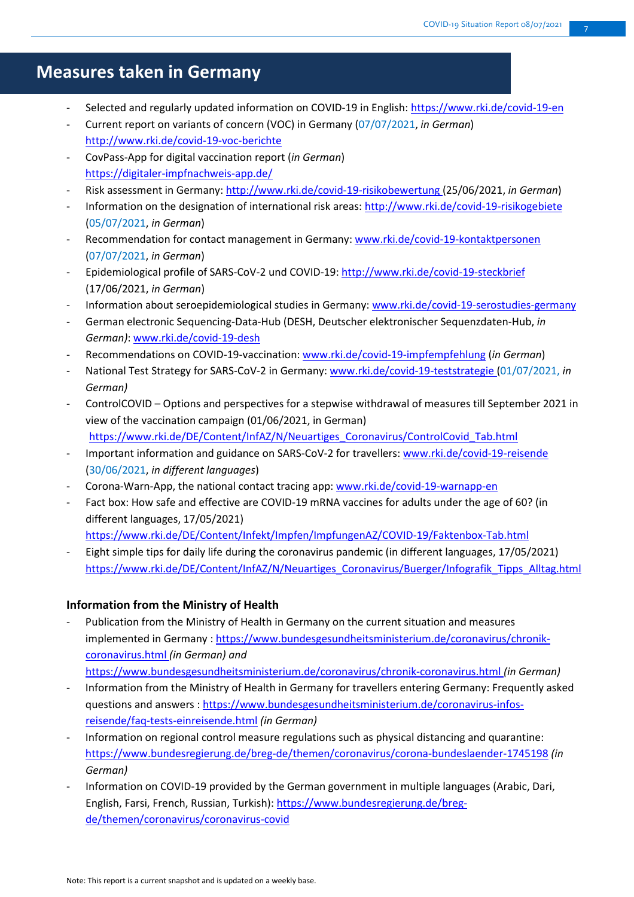# Measures taken in Germany

- Selected and regularly updated information on COVID-19 in English: https://www.rki.de/covid-19-en
- Current report on variants of concern (VOC) in Germany (07/07/2021, *in German*) http://www.rki.de/covid-19-voc-berichte
- CovPass-App for digital vaccination report (*in German*) https://digitaler-impfnachweis-app.de/
- Risk assessment in Germany: http://www.rki.de/covid-19-risikobewertung (25/06/2021, *in German*)
- Information on the designation of international risk areas: http://www.rki.de/covid-19-risikogebiete (05/07/2021, *in German*)
- Recommendation for contact management in Germany: www.rki.de/covid-19-kontaktpersonen (07/07/2021, *in German*)
- Epidemiological profile of SARS-CoV-2 und COVID-19: http://www.rki.de/covid-19-steckbrief (17/06/2021, *in German*)
- Information about seroepidemiological studies in Germany: www.rki.de/covid-19-serostudies-germany
- German electronic Sequencing-Data-Hub (DESH, Deutscher elektronischer Sequenzdaten-Hub, *in German)*: www.rki.de/covid-19-desh
- Recommendations on COVID-19-vaccination: www.rki.de/covid-19-impfempfehlung (*in German*)
- National Test Strategy for SARS-CoV-2 in Germany: www.rki.de/covid-19-teststrategie (01/07/2021, *in German)*
- ControlCOVID – Options and perspectives for a stepwise withdrawal of measures till September 2021 in view of the vaccination campaign (01/06/2021, in German) https://www.rki.de/DE/Content/InfAZ/N/Neuartiges_Coronavirus/ControlCovid_Tab.html
- Important information and guidance on SARS-CoV-2 for travellers: www.rki.de/covid-19-reisende (30/06/2021, *in different languages*)
- Corona-Warn-App, the national contact tracing app: www.rki.de/covid-19-warnapp-en
- Fact box: How safe and effective are COVID-19 mRNA vaccines for adults under the age of 60? (in different languages, 17/05/2021) https://www.rki.de/DE/Content/Infekt/Impfen/ImpfungenAZ/COVID-19/Faktenbox-Tab.html
- Eight simple tips for daily life during the coronavirus pandemic (in different languages, 17/05/2021) https://www.rki.de/DE/Content/InfAZ/N/Neuartiges_Coronavirus/Buerger/Infografik_Tipps_Alltag.html

### Information from the Ministry of Health

- Publication from the Ministry of Health in Germany on the current situation and measures implemented in Germany : https://www.bundesgesundheitsministerium.de/coronavirus/chronik-coronavirus.html *(in German) and* https://www.bundesgesundheitsministerium.de/coronavirus/chronik-coronavirus.html *(in German)*
- Information from the Ministry of Health in Germany for travellers entering Germany: Frequently asked questions and answers : https://www.bundesgesundheitsministerium.de/coronavirus-infos-reisende/faq-tests-einreisende.html *(in German)*
- Information on regional control measure regulations such as physical distancing and quarantine: https://www.bundesregierung.de/breg-de/themen/coronavirus/corona-bundeslaender-1745198 *(in German)*
- Information on COVID-19 provided by the German government in multiple languages (Arabic, Dari, English, Farsi, French, Russian, Turkish): https://www.bundesregierung.de/breg-de/themen/coronavirus/coronavirus-covid

Note: This report is a current snapshot and is updated on a weekly base.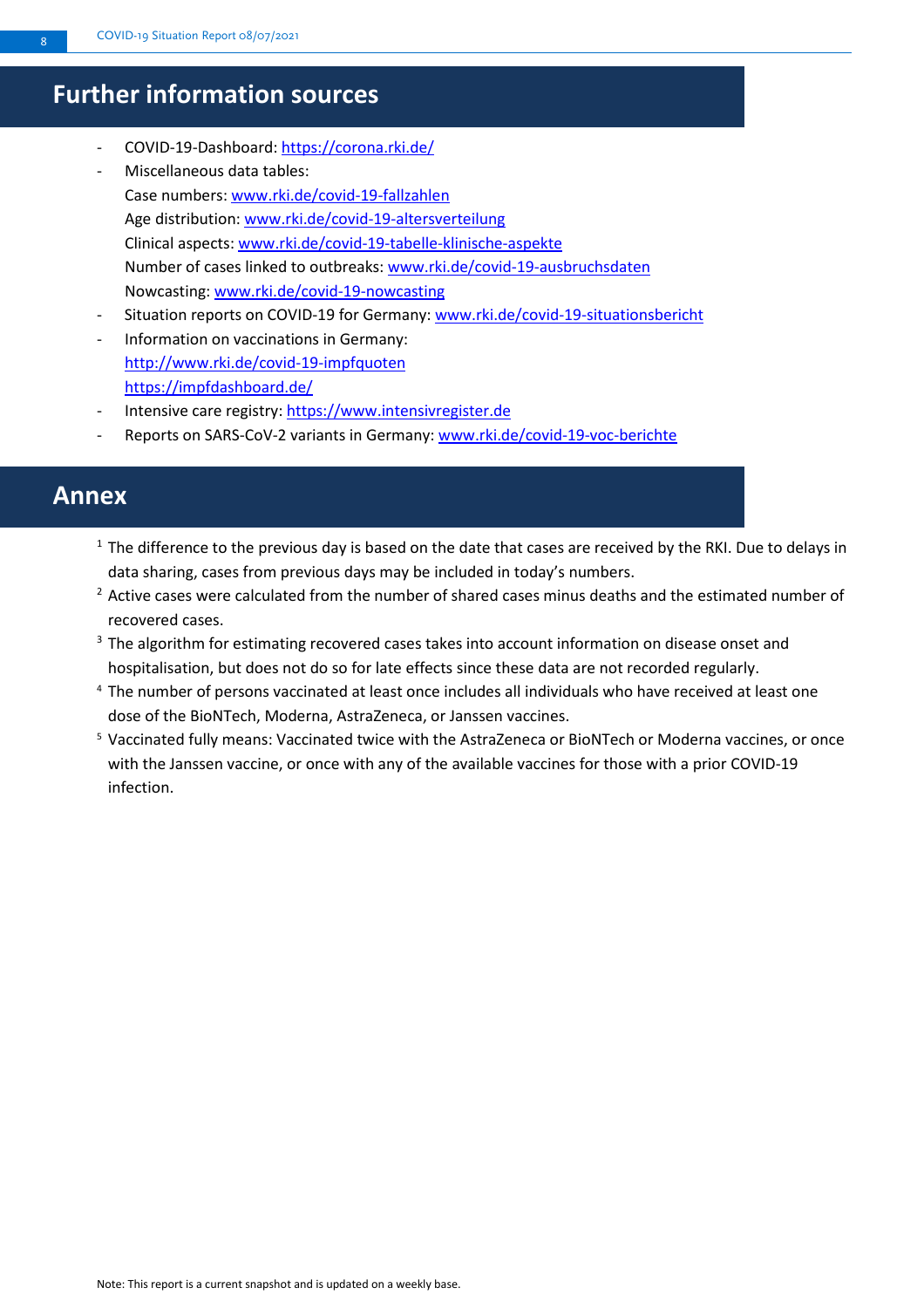## Further information sources

- COVID-19-Dashboard: https://corona.rki.de/
- Miscellaneous data tables:
  Case numbers: www.rki.de/covid-19-fallzahlen
  Age distribution: www.rki.de/covid-19-altersverteilung
  Clinical aspects: www.rki.de/covid-19-tabelle-klinische-aspekte
  Number of cases linked to outbreaks: www.rki.de/covid-19-ausbruchsdaten
  Nowcasting: www.rki.de/covid-19-nowcasting
- Situation reports on COVID-19 for Germany: www.rki.de/covid-19-situationsbericht
- Information on vaccinations in Germany:
  http://www.rki.de/covid-19-impfquoten
  https://impfdashboard.de/
- Intensive care registry: https://www.intensivregister.de
- Reports on SARS-CoV-2 variants in Germany: www.rki.de/covid-19-voc-berichte

## Annex

[1] The difference to the previous day is based on the date that cases are received by the RKI. Due to delays in data sharing, cases from previous days may be included in today's numbers.

[2] Active cases were calculated from the number of shared cases minus deaths and the estimated number of recovered cases.

[3] The algorithm for estimating recovered cases takes into account information on disease onset and hospitalisation, but does not do so for late effects since these data are not recorded regularly.

[4] The number of persons vaccinated at least once includes all individuals who have received at least one dose of the BioNTech, Moderna, AstraZeneca, or Janssen vaccines.

[5] Vaccinated fully means: Vaccinated twice with the AstraZeneca or BioNTech or Moderna vaccines, or once with the Janssen vaccine, or once with any of the available vaccines for those with a prior COVID-19 infection.

Note: This report is a current snapshot and is updated on a weekly base.